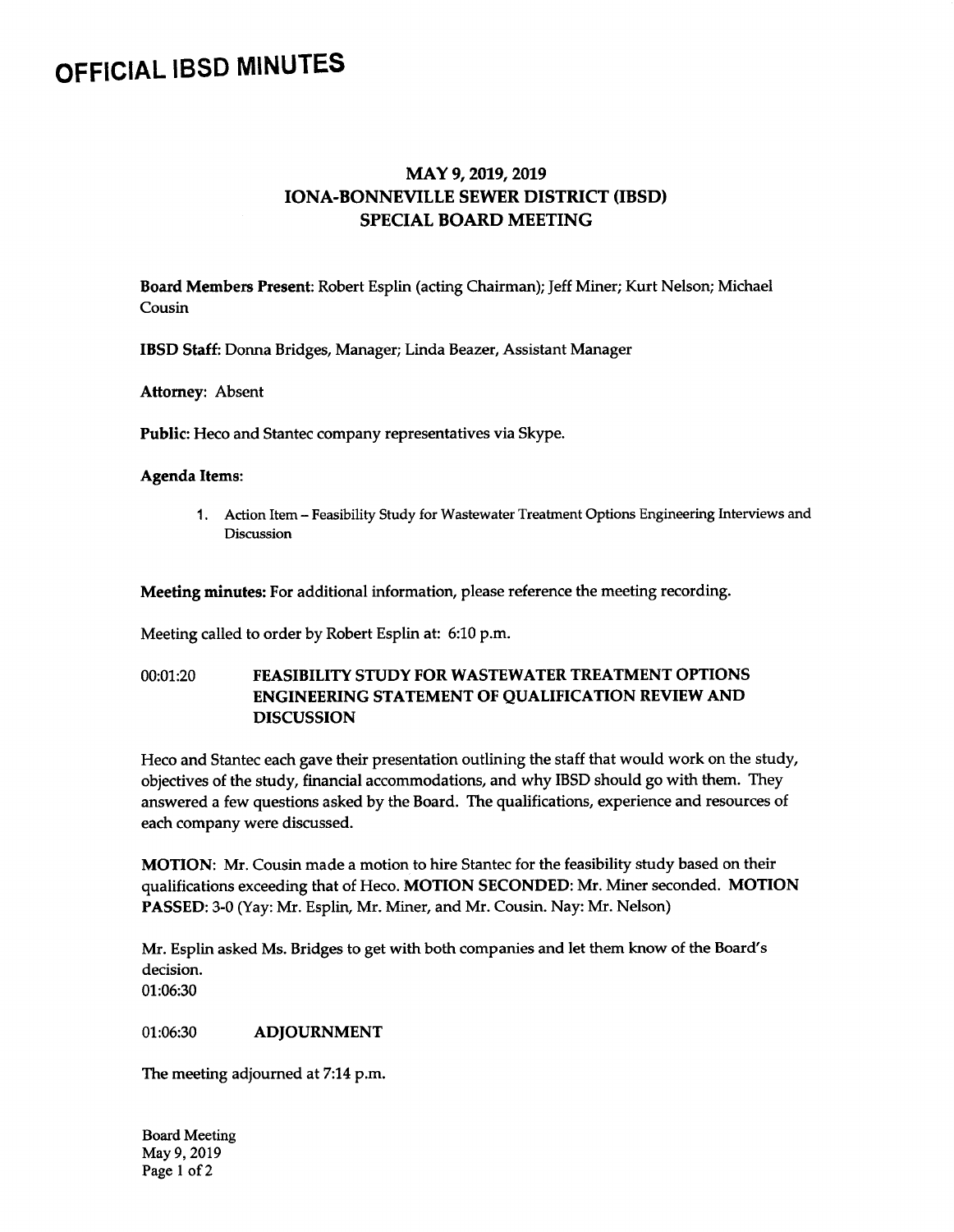# OFFICIAL IBSD MINUTES

## MAY 9, 2019, 2019
## IONA-BONNEVILLE SEWER DISTRICT (IBSD)
## SPECIAL BOARD MEETING

**Board Members Present**: Robert Esplin (acting Chairman); Jeff Miner; Kurt Nelson; Michael Cousin

**IBSD Staff**: Donna Bridges, Manager; Linda Beazer, Assistant Manager

**Attorney**: Absent

**Public**: Heco and Stantec company representatives via Skype.

**Agenda Items**:

1. Action Item – Feasibility Study for Wastewater Treatment Options Engineering Interviews and Discussion

**Meeting minutes**: For additional information, please reference the meeting recording.

Meeting called to order by Robert Esplin at: 6:10 p.m.

### 00:01:20 FEASIBILITY STUDY FOR WASTEWATER TREATMENT OPTIONS ENGINEERING STATEMENT OF QUALIFICATION REVIEW AND DISCUSSION

Heco and Stantec each gave their presentation outlining the staff that would work on the study, objectives of the study, financial accommodations, and why IBSD should go with them. They answered a few questions asked by the Board. The qualifications, experience and resources of each company were discussed.

**MOTION**: Mr. Cousin made a motion to hire Stantec for the feasibility study based on their qualifications exceeding that of Heco. **MOTION SECONDED**: Mr. Miner seconded. **MOTION PASSED**: 3-0 (Yay: Mr. Esplin, Mr. Miner, and Mr. Cousin. Nay: Mr. Nelson)

Mr. Esplin asked Ms. Bridges to get with both companies and let them know of the Board's decision.
01:06:30

### 01:06:30 ADJOURNMENT

The meeting adjourned at 7:14 p.m.

Board Meeting
May 9, 2019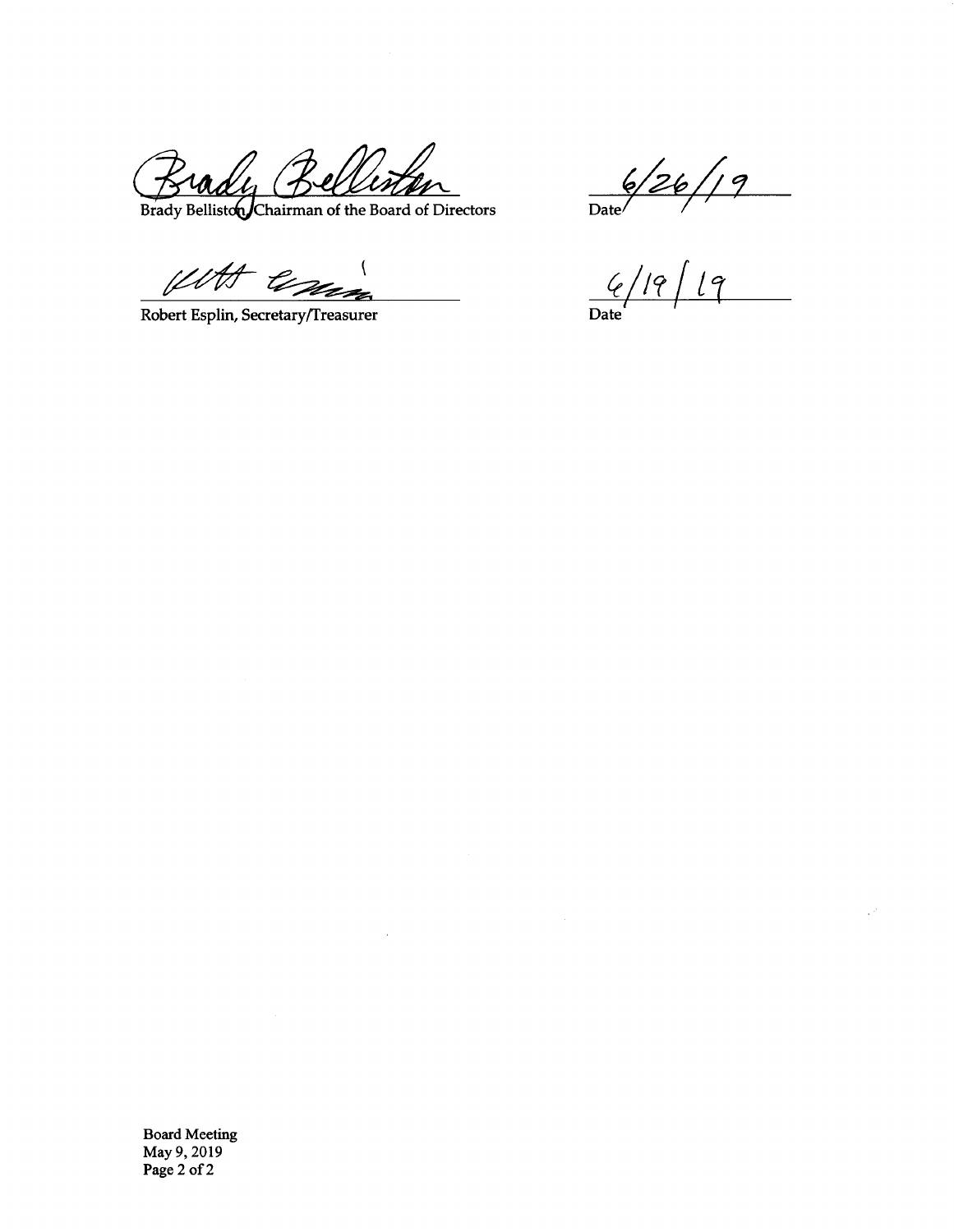Brady Belliston, Chairman of the Board of Directors

Date 6/26/19

Robert Esplin, Secretary/Treasurer

Date 6/19/19

Board Meeting
May 9, 2019